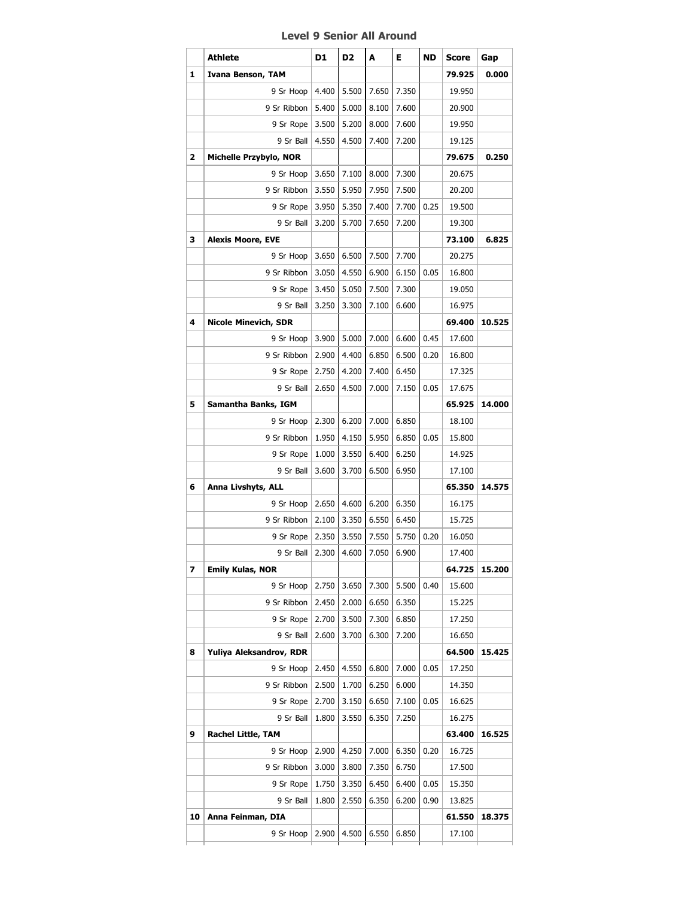## Level 9 Senior All Around

| | Athlete | D1 | D2 | A | E | ND | Score | Gap |
|---|---|---|---|---|---|---|---|---|
| **1** | **Ivana Benson, TAM** | | | | | | **79.925** | **0.000** |
| | 9 Sr Hoop | 4.400 | 5.500 | 7.650 | 7.350 | | 19.950 | |
| | 9 Sr Ribbon | 5.400 | 5.000 | 8.100 | 7.600 | | 20.900 | |
| | 9 Sr Rope | 3.500 | 5.200 | 8.000 | 7.600 | | 19.950 | |
| | 9 Sr Ball | 4.550 | 4.500 | 7.400 | 7.200 | | 19.125 | |
| **2** | **Michelle Przybylo, NOR** | | | | | | **79.675** | **0.250** |
| | 9 Sr Hoop | 3.650 | 7.100 | 8.000 | 7.300 | | 20.675 | |
| | 9 Sr Ribbon | 3.550 | 5.950 | 7.950 | 7.500 | | 20.200 | |
| | 9 Sr Rope | 3.950 | 5.350 | 7.400 | 7.700 | 0.25 | 19.500 | |
| | 9 Sr Ball | 3.200 | 5.700 | 7.650 | 7.200 | | 19.300 | |
| **3** | **Alexis Moore, EVE** | | | | | | **73.100** | **6.825** |
| | 9 Sr Hoop | 3.650 | 6.500 | 7.500 | 7.700 | | 20.275 | |
| | 9 Sr Ribbon | 3.050 | 4.550 | 6.900 | 6.150 | 0.05 | 16.800 | |
| | 9 Sr Rope | 3.450 | 5.050 | 7.500 | 7.300 | | 19.050 | |
| | 9 Sr Ball | 3.250 | 3.300 | 7.100 | 6.600 | | 16.975 | |
| **4** | **Nicole Minevich, SDR** | | | | | | **69.400** | **10.525** |
| | 9 Sr Hoop | 3.900 | 5.000 | 7.000 | 6.600 | 0.45 | 17.600 | |
| | 9 Sr Ribbon | 2.900 | 4.400 | 6.850 | 6.500 | 0.20 | 16.800 | |
| | 9 Sr Rope | 2.750 | 4.200 | 7.400 | 6.450 | | 17.325 | |
| | 9 Sr Ball | 2.650 | 4.500 | 7.000 | 7.150 | 0.05 | 17.675 | |
| **5** | **Samantha Banks, IGM** | | | | | | **65.925** | **14.000** |
| | 9 Sr Hoop | 2.300 | 6.200 | 7.000 | 6.850 | | 18.100 | |
| | 9 Sr Ribbon | 1.950 | 4.150 | 5.950 | 6.850 | 0.05 | 15.800 | |
| | 9 Sr Rope | 1.000 | 3.550 | 6.400 | 6.250 | | 14.925 | |
| | 9 Sr Ball | 3.600 | 3.700 | 6.500 | 6.950 | | 17.100 | |
| **6** | **Anna Livshyts, ALL** | | | | | | **65.350** | **14.575** |
| | 9 Sr Hoop | 2.650 | 4.600 | 6.200 | 6.350 | | 16.175 | |
| | 9 Sr Ribbon | 2.100 | 3.350 | 6.550 | 6.450 | | 15.725 | |
| | 9 Sr Rope | 2.350 | 3.550 | 7.550 | 5.750 | 0.20 | 16.050 | |
| | 9 Sr Ball | 2.300 | 4.600 | 7.050 | 6.900 | | 17.400 | |
| **7** | **Emily Kulas, NOR** | | | | | | **64.725** | **15.200** |
| | 9 Sr Hoop | 2.750 | 3.650 | 7.300 | 5.500 | 0.40 | 15.600 | |
| | 9 Sr Ribbon | 2.450 | 2.000 | 6.650 | 6.350 | | 15.225 | |
| | 9 Sr Rope | 2.700 | 3.500 | 7.300 | 6.850 | | 17.250 | |
| | 9 Sr Ball | 2.600 | 3.700 | 6.300 | 7.200 | | 16.650 | |
| **8** | **Yuliya Aleksandrov, RDR** | | | | | | **64.500** | **15.425** |
| | 9 Sr Hoop | 2.450 | 4.550 | 6.800 | 7.000 | 0.05 | 17.250 | |
| | 9 Sr Ribbon | 2.500 | 1.700 | 6.250 | 6.000 | | 14.350 | |
| | 9 Sr Rope | 2.700 | 3.150 | 6.650 | 7.100 | 0.05 | 16.625 | |
| | 9 Sr Ball | 1.800 | 3.550 | 6.350 | 7.250 | | 16.275 | |
| **9** | **Rachel Little, TAM** | | | | | | **63.400** | **16.525** |
| | 9 Sr Hoop | 2.900 | 4.250 | 7.000 | 6.350 | 0.20 | 16.725 | |
| | 9 Sr Ribbon | 3.000 | 3.800 | 7.350 | 6.750 | | 17.500 | |
| | 9 Sr Rope | 1.750 | 3.350 | 6.450 | 6.400 | 0.05 | 15.350 | |
| | 9 Sr Ball | 1.800 | 2.550 | 6.350 | 6.200 | 0.90 | 13.825 | |
| **10** | **Anna Feinman, DIA** | | | | | | **61.550** | **18.375** |
| | 9 Sr Hoop | 2.900 | 4.500 | 6.550 | 6.850 | | 17.100 | |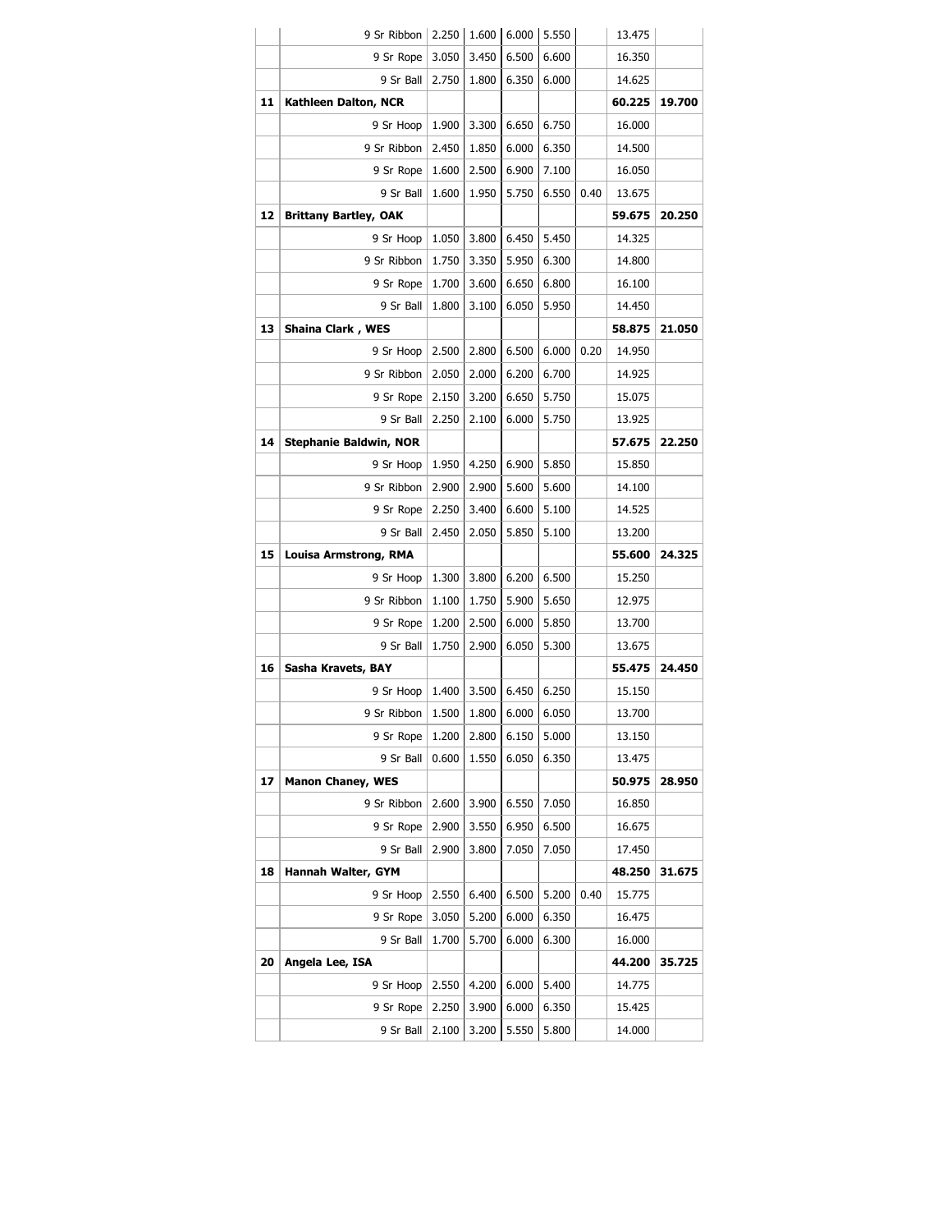| | | | | | | | | |
|---|---|---|---|---|---|---|---|---|
| | 9 Sr Ribbon | 2.250 | 1.600 | 6.000 | 5.550 | | 13.475 | |
| | 9 Sr Rope | 3.050 | 3.450 | 6.500 | 6.600 | | 16.350 | |
| | 9 Sr Ball | 2.750 | 1.800 | 6.350 | 6.000 | | 14.625 | |
| **11** | **Kathleen Dalton, NCR** | | | | | | **60.225** | **19.700** |
| | 9 Sr Hoop | 1.900 | 3.300 | 6.650 | 6.750 | | 16.000 | |
| | 9 Sr Ribbon | 2.450 | 1.850 | 6.000 | 6.350 | | 14.500 | |
| | 9 Sr Rope | 1.600 | 2.500 | 6.900 | 7.100 | | 16.050 | |
| | 9 Sr Ball | 1.600 | 1.950 | 5.750 | 6.550 | 0.40 | 13.675 | |
| **12** | **Brittany Bartley, OAK** | | | | | | **59.675** | **20.250** |
| | 9 Sr Hoop | 1.050 | 3.800 | 6.450 | 5.450 | | 14.325 | |
| | 9 Sr Ribbon | 1.750 | 3.350 | 5.950 | 6.300 | | 14.800 | |
| | 9 Sr Rope | 1.700 | 3.600 | 6.650 | 6.800 | | 16.100 | |
| | 9 Sr Ball | 1.800 | 3.100 | 6.050 | 5.950 | | 14.450 | |
| **13** | **Shaina Clark , WES** | | | | | | **58.875** | **21.050** |
| | 9 Sr Hoop | 2.500 | 2.800 | 6.500 | 6.000 | 0.20 | 14.950 | |
| | 9 Sr Ribbon | 2.050 | 2.000 | 6.200 | 6.700 | | 14.925 | |
| | 9 Sr Rope | 2.150 | 3.200 | 6.650 | 5.750 | | 15.075 | |
| | 9 Sr Ball | 2.250 | 2.100 | 6.000 | 5.750 | | 13.925 | |
| **14** | **Stephanie Baldwin, NOR** | | | | | | **57.675** | **22.250** |
| | 9 Sr Hoop | 1.950 | 4.250 | 6.900 | 5.850 | | 15.850 | |
| | 9 Sr Ribbon | 2.900 | 2.900 | 5.600 | 5.600 | | 14.100 | |
| | 9 Sr Rope | 2.250 | 3.400 | 6.600 | 5.100 | | 14.525 | |
| | 9 Sr Ball | 2.450 | 2.050 | 5.850 | 5.100 | | 13.200 | |
| **15** | **Louisa Armstrong, RMA** | | | | | | **55.600** | **24.325** |
| | 9 Sr Hoop | 1.300 | 3.800 | 6.200 | 6.500 | | 15.250 | |
| | 9 Sr Ribbon | 1.100 | 1.750 | 5.900 | 5.650 | | 12.975 | |
| | 9 Sr Rope | 1.200 | 2.500 | 6.000 | 5.850 | | 13.700 | |
| | 9 Sr Ball | 1.750 | 2.900 | 6.050 | 5.300 | | 13.675 | |
| **16** | **Sasha Kravets, BAY** | | | | | | **55.475** | **24.450** |
| | 9 Sr Hoop | 1.400 | 3.500 | 6.450 | 6.250 | | 15.150 | |
| | 9 Sr Ribbon | 1.500 | 1.800 | 6.000 | 6.050 | | 13.700 | |
| | 9 Sr Rope | 1.200 | 2.800 | 6.150 | 5.000 | | 13.150 | |
| | 9 Sr Ball | 0.600 | 1.550 | 6.050 | 6.350 | | 13.475 | |
| **17** | **Manon Chaney, WES** | | | | | | **50.975** | **28.950** |
| | 9 Sr Ribbon | 2.600 | 3.900 | 6.550 | 7.050 | | 16.850 | |
| | 9 Sr Rope | 2.900 | 3.550 | 6.950 | 6.500 | | 16.675 | |
| | 9 Sr Ball | 2.900 | 3.800 | 7.050 | 7.050 | | 17.450 | |
| **18** | **Hannah Walter, GYM** | | | | | | **48.250** | **31.675** |
| | 9 Sr Hoop | 2.550 | 6.400 | 6.500 | 5.200 | 0.40 | 15.775 | |
| | 9 Sr Rope | 3.050 | 5.200 | 6.000 | 6.350 | | 16.475 | |
| | 9 Sr Ball | 1.700 | 5.700 | 6.000 | 6.300 | | 16.000 | |
| **20** | **Angela Lee, ISA** | | | | | | **44.200** | **35.725** |
| | 9 Sr Hoop | 2.550 | 4.200 | 6.000 | 5.400 | | 14.775 | |
| | 9 Sr Rope | 2.250 | 3.900 | 6.000 | 6.350 | | 15.425 | |
| | 9 Sr Ball | 2.100 | 3.200 | 5.550 | 5.800 | | 14.000 | |